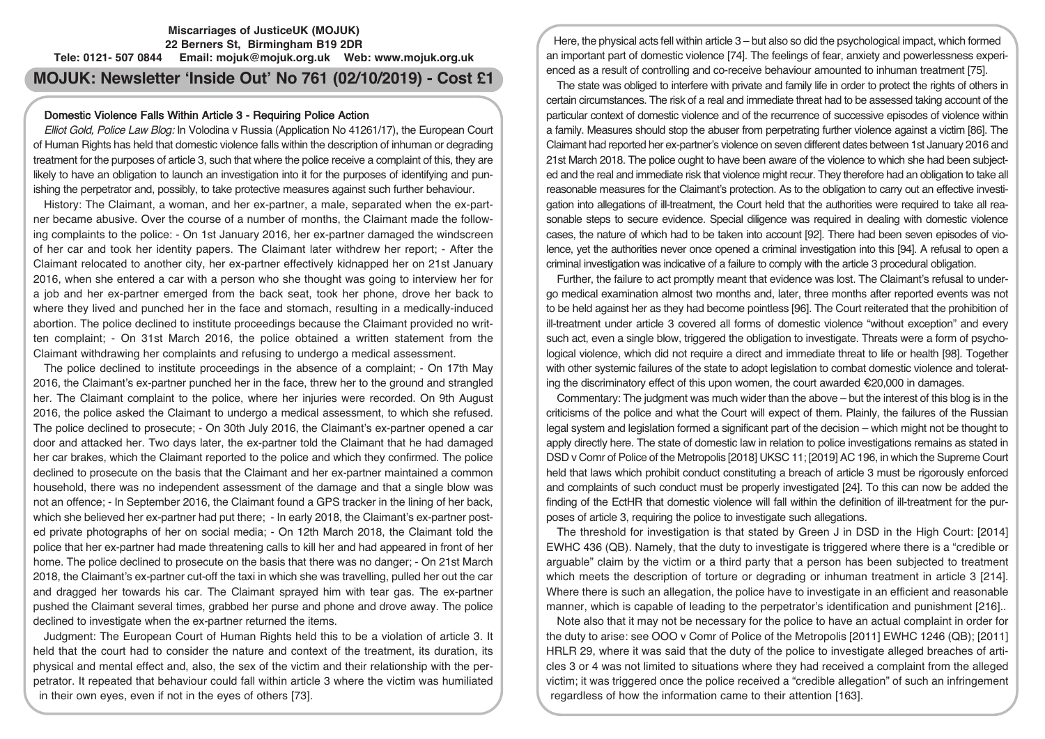**Miscarriages of JusticeUK (MOJUK)**
**22 Berners St, Birmingham B19 2DR**
**Tele: 0121- 507 0844 Email: mojuk@mojuk.org.uk Web: www.mojuk.org.uk**

# MOJUK: Newsletter 'Inside Out' No 761 (02/10/2019) - Cost £1

## Domestic Violence Falls Within Article 3 - Requiring Police Action

*Elliot Gold, Police Law Blog:* In Volodina v Russia (Application No 41261/17), the European Court of Human Rights has held that domestic violence falls within the description of inhuman or degrading treatment for the purposes of article 3, such that where the police receive a complaint of this, they are likely to have an obligation to launch an investigation into it for the purposes of identifying and punishing the perpetrator and, possibly, to take protective measures against such further behaviour.

History: The Claimant, a woman, and her ex-partner, a male, separated when the ex-partner became abusive. Over the course of a number of months, the Claimant made the following complaints to the police: - On 1st January 2016, her ex-partner damaged the windscreen of her car and took her identity papers. The Claimant later withdrew her report; - After the Claimant relocated to another city, her ex-partner effectively kidnapped her on 21st January 2016, when she entered a car with a person who she thought was going to interview her for a job and her ex-partner emerged from the back seat, took her phone, drove her back to where they lived and punched her in the face and stomach, resulting in a medically-induced abortion. The police declined to institute proceedings because the Claimant provided no written complaint; - On 31st March 2016, the police obtained a written statement from the Claimant withdrawing her complaints and refusing to undergo a medical assessment.

The police declined to institute proceedings in the absence of a complaint; - On 17th May 2016, the Claimant's ex-partner punched her in the face, threw her to the ground and strangled her. The Claimant complaint to the police, where her injuries were recorded. On 9th August 2016, the police asked the Claimant to undergo a medical assessment, to which she refused. The police declined to prosecute; - On 30th July 2016, the Claimant's ex-partner opened a car door and attacked her. Two days later, the ex-partner told the Claimant that he had damaged her car brakes, which the Claimant reported to the police and which they confirmed. The police declined to prosecute on the basis that the Claimant and her ex-partner maintained a common household, there was no independent assessment of the damage and that a single blow was not an offence; - In September 2016, the Claimant found a GPS tracker in the lining of her back, which she believed her ex-partner had put there; - In early 2018, the Claimant's ex-partner posted private photographs of her on social media; - On 12th March 2018, the Claimant told the police that her ex-partner had made threatening calls to kill her and had appeared in front of her home. The police declined to prosecute on the basis that there was no danger; - On 21st March 2018, the Claimant's ex-partner cut-off the taxi in which she was travelling, pulled her out the car and dragged her towards his car. The Claimant sprayed him with tear gas. The ex-partner pushed the Claimant several times, grabbed her purse and phone and drove away. The police declined to investigate when the ex-partner returned the items.

Judgment: The European Court of Human Rights held this to be a violation of article 3. It held that the court had to consider the nature and context of the treatment, its duration, its physical and mental effect and, also, the sex of the victim and their relationship with the perpetrator. It repeated that behaviour could fall within article 3 where the victim was humiliated in their own eyes, even if not in the eyes of others [73].

Here, the physical acts fell within article 3 – but also so did the psychological impact, which formed an important part of domestic violence [74]. The feelings of fear, anxiety and powerlessness experienced as a result of controlling and co-receive behaviour amounted to inhuman treatment [75].

The state was obliged to interfere with private and family life in order to protect the rights of others in certain circumstances. The risk of a real and immediate threat had to be assessed taking account of the particular context of domestic violence and of the recurrence of successive episodes of violence within a family. Measures should stop the abuser from perpetrating further violence against a victim [86]. The Claimant had reported her ex-partner's violence on seven different dates between 1st January 2016 and 21st March 2018. The police ought to have been aware of the violence to which she had been subjected and the real and immediate risk that violence might recur. They therefore had an obligation to take all reasonable measures for the Claimant's protection. As to the obligation to carry out an effective investigation into allegations of ill-treatment, the Court held that the authorities were required to take all reasonable steps to secure evidence. Special diligence was required in dealing with domestic violence cases, the nature of which had to be taken into account [92]. There had been seven episodes of violence, yet the authorities never once opened a criminal investigation into this [94]. A refusal to open a criminal investigation was indicative of a failure to comply with the article 3 procedural obligation.

Further, the failure to act promptly meant that evidence was lost. The Claimant's refusal to undergo medical examination almost two months and, later, three months after reported events was not to be held against her as they had become pointless [96]. The Court reiterated that the prohibition of ill-treatment under article 3 covered all forms of domestic violence "without exception" and every such act, even a single blow, triggered the obligation to investigate. Threats were a form of psychological violence, which did not require a direct and immediate threat to life or health [98]. Together with other systemic failures of the state to adopt legislation to combat domestic violence and tolerating the discriminatory effect of this upon women, the court awarded €20,000 in damages.

Commentary: The judgment was much wider than the above – but the interest of this blog is in the criticisms of the police and what the Court will expect of them. Plainly, the failures of the Russian legal system and legislation formed a significant part of the decision – which might not be thought to apply directly here. The state of domestic law in relation to police investigations remains as stated in DSD v Comr of Police of the Metropolis [2018] UKSC 11; [2019] AC 196, in which the Supreme Court held that laws which prohibit conduct constituting a breach of article 3 must be rigorously enforced and complaints of such conduct must be properly investigated [24]. To this can now be added the finding of the EctHR that domestic violence will fall within the definition of ill-treatment for the purposes of article 3, requiring the police to investigate such allegations.

The threshold for investigation is that stated by Green J in DSD in the High Court: [2014] EWHC 436 (QB). Namely, that the duty to investigate is triggered where there is a "credible or arguable" claim by the victim or a third party that a person has been subjected to treatment which meets the description of torture or degrading or inhuman treatment in article 3 [214]. Where there is such an allegation, the police have to investigate in an efficient and reasonable manner, which is capable of leading to the perpetrator's identification and punishment [216]..

Note also that it may not be necessary for the police to have an actual complaint in order for the duty to arise: see OOO v Comr of Police of the Metropolis [2011] EWHC 1246 (QB); [2011] HRLR 29, where it was said that the duty of the police to investigate alleged breaches of articles 3 or 4 was not limited to situations where they had received a complaint from the alleged victim; it was triggered once the police received a "credible allegation" of such an infringement regardless of how the information came to their attention [163].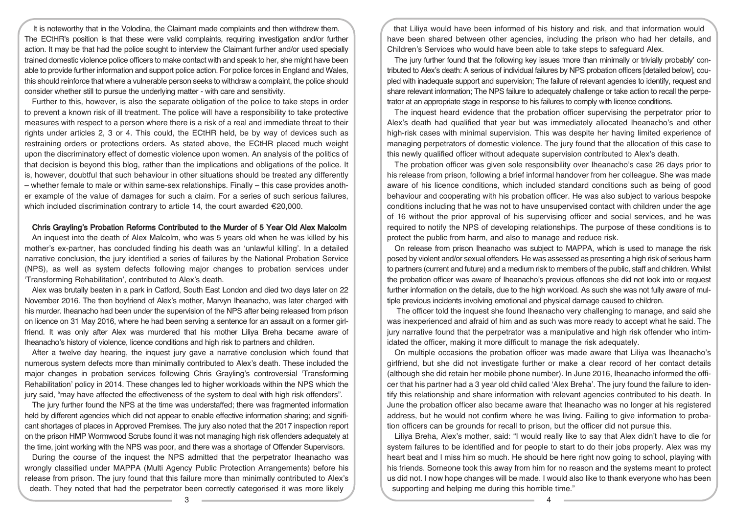It is noteworthy that in the Volodina, the Claimant made complaints and then withdrew them. The ECtHR's position is that these were valid complaints, requiring investigation and/or further action. It may be that had the police sought to interview the Claimant further and/or used specially trained domestic violence police officers to make contact with and speak to her, she might have been able to provide further information and support police action. For police forces in England and Wales, this should reinforce that where a vulnerable person seeks to withdraw a complaint, the police should consider whether still to pursue the underlying matter - with care and sensitivity.

Further to this, however, is also the separate obligation of the police to take steps in order to prevent a known risk of ill treatment. The police will have a responsibility to take protective measures with respect to a person where there is a risk of a real and immediate threat to their rights under articles 2, 3 or 4. This could, the ECtHR held, be by way of devices such as restraining orders or protections orders. As stated above, the ECtHR placed much weight upon the discriminatory effect of domestic violence upon women. An analysis of the politics of that decision is beyond this blog, rather than the implications and obligations of the police. It is, however, doubtful that such behaviour in other situations should be treated any differently – whether female to male or within same-sex relationships. Finally – this case provides another example of the value of damages for such a claim. For a series of such serious failures, which included discrimination contrary to article 14, the court awarded €20,000.

## Chris Grayling's Probation Reforms Contributed to the Murder of 5 Year Old Alex Malcolm

An inquest into the death of Alex Malcolm, who was 5 years old when he was killed by his mother's ex-partner, has concluded finding his death was an 'unlawful killing'. In a detailed narrative conclusion, the jury identified a series of failures by the National Probation Service (NPS), as well as system defects following major changes to probation services under 'Transforming Rehabilitation', contributed to Alex's death.

Alex was brutally beaten in a park in Catford, South East London and died two days later on 22 November 2016. The then boyfriend of Alex's mother, Marvyn Iheanacho, was later charged with his murder. Iheanacho had been under the supervision of the NPS after being released from prison on licence on 31 May 2016, where he had been serving a sentence for an assault on a former girlfriend. It was only after Alex was murdered that his mother Liliya Breha became aware of Iheanacho's history of violence, licence conditions and high risk to partners and children.

After a twelve day hearing, the inquest jury gave a narrative conclusion which found that numerous system defects more than minimally contributed to Alex's death. These included the major changes in probation services following Chris Grayling's controversial 'Transforming Rehabilitation' policy in 2014. These changes led to higher workloads within the NPS which the jury said, "may have affected the effectiveness of the system to deal with high risk offenders".

The jury further found the NPS at the time was understaffed; there was fragmented information held by different agencies which did not appear to enable effective information sharing; and significant shortages of places in Approved Premises. The jury also noted that the 2017 inspection report on the prison HMP Wormwood Scrubs found it was not managing high risk offenders adequately at the time, joint working with the NPS was poor, and there was a shortage of Offender Supervisors.

During the course of the inquest the NPS admitted that the perpetrator Iheanacho was wrongly classified under MAPPA (Multi Agency Public Protection Arrangements) before his release from prison. The jury found that this failure more than minimally contributed to Alex's death. They noted that had the perpetrator been correctly categorised it was more likely that Liliya would have been informed of his history and risk, and that information would have been shared between other agencies, including the prison who had her details, and Children's Services who would have been able to take steps to safeguard Alex.

The jury found that the following key issues 'more than minimally or trivially probably' contributed to Alex's death: A serious of individual failures by NPS probation officers [detailed below], coupled with inadequate support and supervision; The failure of relevant agencies to identify, request and share relevant information; The NPS failure to adequately challenge or take action to recall the perpetrator at an appropriate stage in response to his failures to comply with licence conditions.

The inquest heard evidence that the probation officer supervising the perpetrator prior to Alex's death had qualified that year but was immediately allocated Iheanacho's and other high-risk cases with minimal supervision. This was despite her having limited experience of managing perpetrators of domestic violence. The jury found that the allocation of this case to this newly qualified officer without adequate supervision contributed to Alex's death.

The probation officer was given sole responsibility over Iheanacho's case 26 days prior to his release from prison, following a brief informal handover from her colleague. She was made aware of his licence conditions, which included standard conditions such as being of good behaviour and cooperating with his probation officer. He was also subject to various bespoke conditions including that he was not to have unsupervised contact with children under the age of 16 without the prior approval of his supervising officer and social services, and he was required to notify the NPS of developing relationships. The purpose of these conditions is to protect the public from harm, and also to manage and reduce risk.

On release from prison Iheanacho was subject to MAPPA, which is used to manage the risk posed by violent and/or sexual offenders. He was assessed as presenting a high risk of serious harm to partners (current and future) and a medium risk to members of the public, staff and children. Whilst the probation officer was aware of Iheanacho's previous offences she did not look into or request further information on the details, due to the high workload. As such she was not fully aware of multiple previous incidents involving emotional and physical damage caused to children.

The officer told the inquest she found Iheanacho very challenging to manage, and said she was inexperienced and afraid of him and as such was more ready to accept what he said. The jury narrative found that the perpetrator was a manipulative and high risk offender who intimidated the officer, making it more difficult to manage the risk adequately.

On multiple occasions the probation officer was made aware that Liliya was Iheanacho's girlfriend, but she did not investigate further or make a clear record of her contact details (although she did retain her mobile phone number). In June 2016, Iheanacho informed the officer that his partner had a 3 year old child called 'Alex Breha'. The jury found the failure to identify this relationship and share information with relevant agencies contributed to his death. In June the probation officer also became aware that Iheanacho was no longer at his registered address, but he would not confirm where he was living. Failing to give information to probation officers can be grounds for recall to prison, but the officer did not pursue this.

Liliya Breha, Alex's mother, said: "I would really like to say that Alex didn't have to die for system failures to be identified and for people to start to do their jobs properly. Alex was my heart beat and I miss him so much. He should be here right now going to school, playing with his friends. Someone took this away from him for no reason and the systems meant to protect us did not. I now hope changes will be made. I would also like to thank everyone who has been supporting and helping me during this horrible time."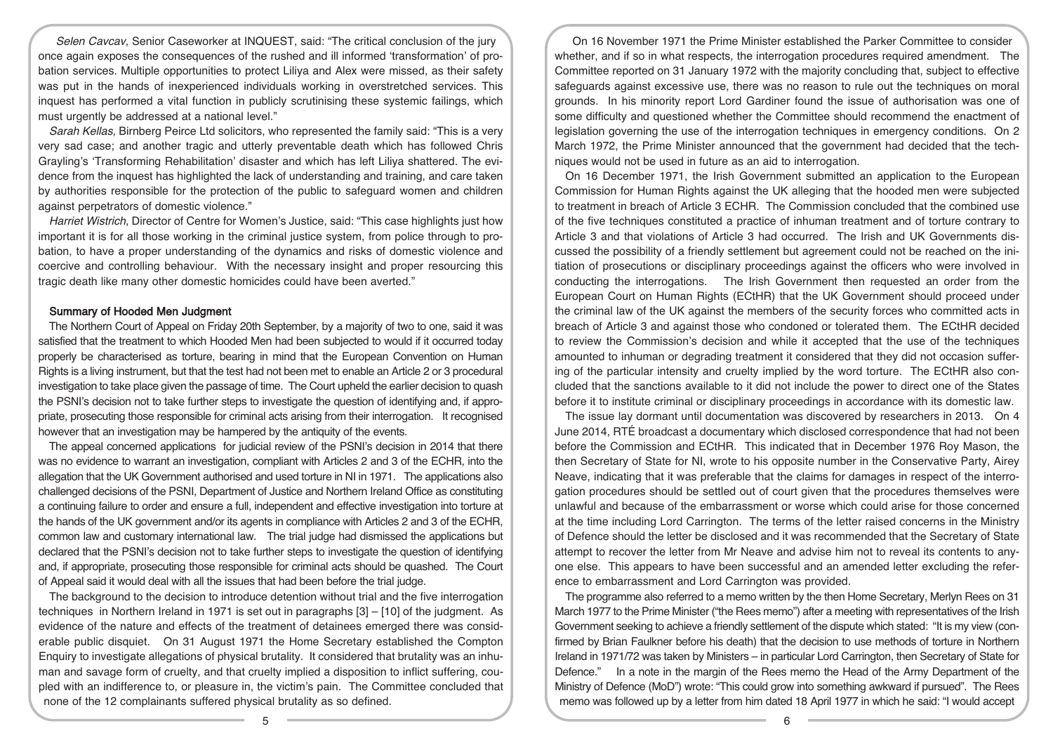*Selen Cavcav*, Senior Caseworker at INQUEST, said: "The critical conclusion of the jury once again exposes the consequences of the rushed and ill informed 'transformation' of probation services. Multiple opportunities to protect Liliya and Alex were missed, as their safety was put in the hands of inexperienced individuals working in overstretched services. This inquest has performed a vital function in publicly scrutinising these systemic failings, which must urgently be addressed at a national level."

*Sarah Kellas,* Birnberg Peirce Ltd solicitors, who represented the family said: "This is a very very sad case; and another tragic and utterly preventable death which has followed Chris Grayling's 'Transforming Rehabilitation' disaster and which has left Liliya shattered. The evidence from the inquest has highlighted the lack of understanding and training, and care taken by authorities responsible for the protection of the public to safeguard women and children against perpetrators of domestic violence."

*Harriet Wistrich*, Director of Centre for Women's Justice, said: "This case highlights just how important it is for all those working in the criminal justice system, from police through to probation, to have a proper understanding of the dynamics and risks of domestic violence and coercive and controlling behaviour. With the necessary insight and proper resourcing this tragic death like many other domestic homicides could have been averted."

## Summary of Hooded Men Judgment

The Northern Court of Appeal on Friday 20th September, by a majority of two to one, said it was satisfied that the treatment to which Hooded Men had been subjected to would if it occurred today properly be characterised as torture, bearing in mind that the European Convention on Human Rights is a living instrument, but that the test had not been met to enable an Article 2 or 3 procedural investigation to take place given the passage of time. The Court upheld the earlier decision to quash the PSNI's decision not to take further steps to investigate the question of identifying and, if appropriate, prosecuting those responsible for criminal acts arising from their interrogation. It recognised however that an investigation may be hampered by the antiquity of the events.

The appeal concerned applications for judicial review of the PSNI's decision in 2014 that there was no evidence to warrant an investigation, compliant with Articles 2 and 3 of the ECHR, into the allegation that the UK Government authorised and used torture in NI in 1971. The applications also challenged decisions of the PSNI, Department of Justice and Northern Ireland Office as constituting a continuing failure to order and ensure a full, independent and effective investigation into torture at the hands of the UK government and/or its agents in compliance with Articles 2 and 3 of the ECHR, common law and customary international law. The trial judge had dismissed the applications but declared that the PSNI's decision not to take further steps to investigate the question of identifying and, if appropriate, prosecuting those responsible for criminal acts should be quashed. The Court of Appeal said it would deal with all the issues that had been before the trial judge.

The background to the decision to introduce detention without trial and the five interrogation techniques in Northern Ireland in 1971 is set out in paragraphs [3] – [10] of the judgment. As evidence of the nature and effects of the treatment of detainees emerged there was considerable public disquiet. On 31 August 1971 the Home Secretary established the Compton Enquiry to investigate allegations of physical brutality. It considered that brutality was an inhuman and savage form of cruelty, and that cruelty implied a disposition to inflict suffering, coupled with an indifference to, or pleasure in, the victim's pain. The Committee concluded that none of the 12 complainants suffered physical brutality as so defined.

On 16 November 1971 the Prime Minister established the Parker Committee to consider whether, and if so in what respects, the interrogation procedures required amendment. The Committee reported on 31 January 1972 with the majority concluding that, subject to effective safeguards against excessive use, there was no reason to rule out the techniques on moral grounds. In his minority report Lord Gardiner found the issue of authorisation was one of some difficulty and questioned whether the Committee should recommend the enactment of legislation governing the use of the interrogation techniques in emergency conditions. On 2 March 1972, the Prime Minister announced that the government had decided that the techniques would not be used in future as an aid to interrogation.

On 16 December 1971, the Irish Government submitted an application to the European Commission for Human Rights against the UK alleging that the hooded men were subjected to treatment in breach of Article 3 ECHR. The Commission concluded that the combined use of the five techniques constituted a practice of inhuman treatment and of torture contrary to Article 3 and that violations of Article 3 had occurred. The Irish and UK Governments discussed the possibility of a friendly settlement but agreement could not be reached on the initiation of prosecutions or disciplinary proceedings against the officers who were involved in conducting the interrogations. The Irish Government then requested an order from the European Court on Human Rights (ECtHR) that the UK Government should proceed under the criminal law of the UK against the members of the security forces who committed acts in breach of Article 3 and against those who condoned or tolerated them. The ECtHR decided to review the Commission's decision and while it accepted that the use of the techniques amounted to inhuman or degrading treatment it considered that they did not occasion suffering of the particular intensity and cruelty implied by the word torture. The ECtHR also concluded that the sanctions available to it did not include the power to direct one of the States before it to institute criminal or disciplinary proceedings in accordance with its domestic law.

The issue lay dormant until documentation was discovered by researchers in 2013. On 4 June 2014, RTÉ broadcast a documentary which disclosed correspondence that had not been before the Commission and ECtHR. This indicated that in December 1976 Roy Mason, the then Secretary of State for NI, wrote to his opposite number in the Conservative Party, Airey Neave, indicating that it was preferable that the claims for damages in respect of the interrogation procedures should be settled out of court given that the procedures themselves were unlawful and because of the embarrassment or worse which could arise for those concerned at the time including Lord Carrington. The terms of the letter raised concerns in the Ministry of Defence should the letter be disclosed and it was recommended that the Secretary of State attempt to recover the letter from Mr Neave and advise him not to reveal its contents to anyone else. This appears to have been successful and an amended letter excluding the reference to embarrassment and Lord Carrington was provided.

The programme also referred to a memo written by the then Home Secretary, Merlyn Rees on 31 March 1977 to the Prime Minister ("the Rees memo") after a meeting with representatives of the Irish Government seeking to achieve a friendly settlement of the dispute which stated: "It is my view (confirmed by Brian Faulkner before his death) that the decision to use methods of torture in Northern Ireland in 1971/72 was taken by Ministers – in particular Lord Carrington, then Secretary of State for Defence." In a note in the margin of the Rees memo the Head of the Army Department of the Ministry of Defence (MoD") wrote: "This could grow into something awkward if pursued". The Rees memo was followed up by a letter from him dated 18 April 1977 in which he said: "I would accept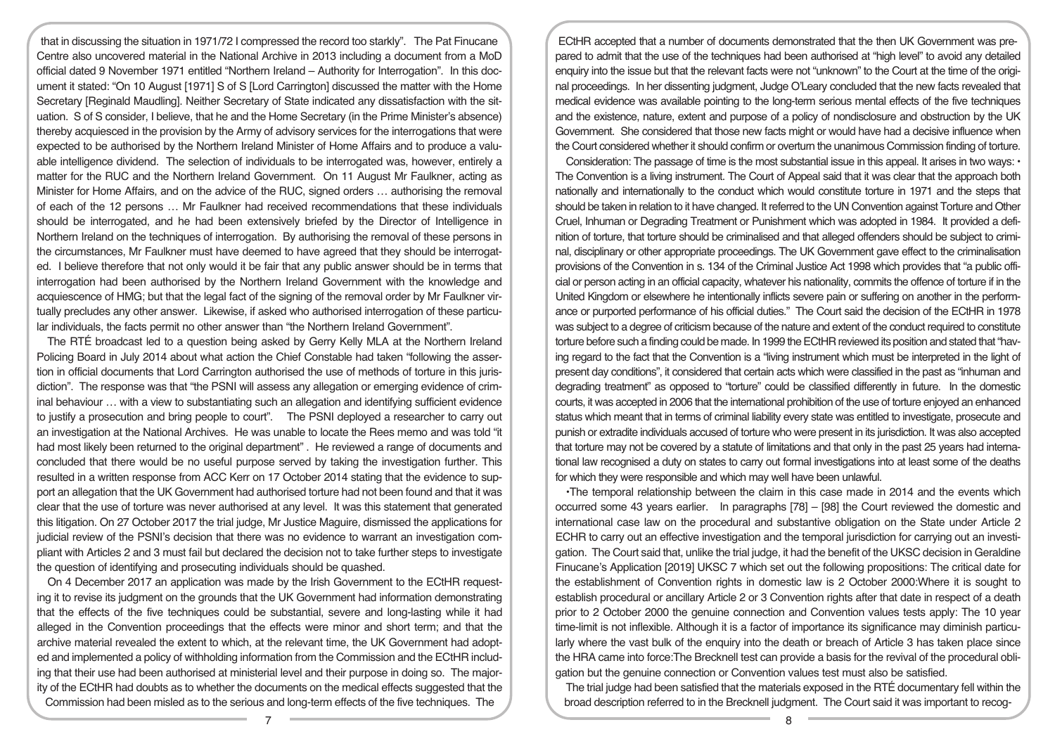that in discussing the situation in 1971/72 I compressed the record too starkly". The Pat Finucane Centre also uncovered material in the National Archive in 2013 including a document from a MoD official dated 9 November 1971 entitled "Northern Ireland – Authority for Interrogation". In this document it stated: "On 10 August [1971] S of S [Lord Carrington] discussed the matter with the Home Secretary [Reginald Maudling]. Neither Secretary of State indicated any dissatisfaction with the situation. S of S consider, I believe, that he and the Home Secretary (in the Prime Minister's absence) thereby acquiesced in the provision by the Army of advisory services for the interrogations that were expected to be authorised by the Northern Ireland Minister of Home Affairs and to produce a valuable intelligence dividend. The selection of individuals to be interrogated was, however, entirely a matter for the RUC and the Northern Ireland Government. On 11 August Mr Faulkner, acting as Minister for Home Affairs, and on the advice of the RUC, signed orders … authorising the removal of each of the 12 persons … Mr Faulkner had received recommendations that these individuals should be interrogated, and he had been extensively briefed by the Director of Intelligence in Northern Ireland on the techniques of interrogation. By authorising the removal of these persons in the circumstances, Mr Faulkner must have deemed to have agreed that they should be interrogated. I believe therefore that not only would it be fair that any public answer should be in terms that interrogation had been authorised by the Northern Ireland Government with the knowledge and acquiescence of HMG; but that the legal fact of the signing of the removal order by Mr Faulkner virtually precludes any other answer. Likewise, if asked who authorised interrogation of these particular individuals, the facts permit no other answer than "the Northern Ireland Government".

The RTÉ broadcast led to a question being asked by Gerry Kelly MLA at the Northern Ireland Policing Board in July 2014 about what action the Chief Constable had taken "following the assertion in official documents that Lord Carrington authorised the use of methods of torture in this jurisdiction". The response was that "the PSNI will assess any allegation or emerging evidence of criminal behaviour … with a view to substantiating such an allegation and identifying sufficient evidence to justify a prosecution and bring people to court". The PSNI deployed a researcher to carry out an investigation at the National Archives. He was unable to locate the Rees memo and was told "it had most likely been returned to the original department" . He reviewed a range of documents and concluded that there would be no useful purpose served by taking the investigation further. This resulted in a written response from ACC Kerr on 17 October 2014 stating that the evidence to support an allegation that the UK Government had authorised torture had not been found and that it was clear that the use of torture was never authorised at any level. It was this statement that generated this litigation. On 27 October 2017 the trial judge, Mr Justice Maguire, dismissed the applications for judicial review of the PSNI's decision that there was no evidence to warrant an investigation compliant with Articles 2 and 3 must fail but declared the decision not to take further steps to investigate the question of identifying and prosecuting individuals should be quashed.

On 4 December 2017 an application was made by the Irish Government to the ECtHR requesting it to revise its judgment on the grounds that the UK Government had information demonstrating that the effects of the five techniques could be substantial, severe and long-lasting while it had alleged in the Convention proceedings that the effects were minor and short term; and that the archive material revealed the extent to which, at the relevant time, the UK Government had adopted and implemented a policy of withholding information from the Commission and the ECtHR including that their use had been authorised at ministerial level and their purpose in doing so. The majority of the ECtHR had doubts as to whether the documents on the medical effects suggested that the Commission had been misled as to the serious and long-term effects of the five techniques. The ECtHR accepted that a number of documents demonstrated that the then UK Government was prepared to admit that the use of the techniques had been authorised at "high level" to avoid any detailed enquiry into the issue but that the relevant facts were not "unknown" to the Court at the time of the original proceedings. In her dissenting judgment, Judge O'Leary concluded that the new facts revealed that medical evidence was available pointing to the long-term serious mental effects of the five techniques and the existence, nature, extent and purpose of a policy of nondisclosure and obstruction by the UK Government. She considered that those new facts might or would have had a decisive influence when the Court considered whether it should confirm or overturn the unanimous Commission finding of torture.

Consideration: The passage of time is the most substantial issue in this appeal. It arises in two ways:

- The Convention is a living instrument. The Court of Appeal said that it was clear that the approach both nationally and internationally to the conduct which would constitute torture in 1971 and the steps that should be taken in relation to it have changed. It referred to the UN Convention against Torture and Other Cruel, Inhuman or Degrading Treatment or Punishment which was adopted in 1984. It provided a definition of torture, that torture should be criminalised and that alleged offenders should be subject to criminal, disciplinary or other appropriate proceedings. The UK Government gave effect to the criminalisation provisions of the Convention in s. 134 of the Criminal Justice Act 1998 which provides that "a public official or person acting in an official capacity, whatever his nationality, commits the offence of torture if in the United Kingdom or elsewhere he intentionally inflicts severe pain or suffering on another in the performance or purported performance of his official duties." The Court said the decision of the ECtHR in 1978 was subject to a degree of criticism because of the nature and extent of the conduct required to constitute torture before such a finding could be made. In 1999 the ECtHR reviewed its position and stated that "having regard to the fact that the Convention is a "living instrument which must be interpreted in the light of present day conditions", it considered that certain acts which were classified in the past as "inhuman and degrading treatment" as opposed to "torture" could be classified differently in future. In the domestic courts, it was accepted in 2006 that the international prohibition of the use of torture enjoyed an enhanced status which meant that in terms of criminal liability every state was entitled to investigate, prosecute and punish or extradite individuals accused of torture who were present in its jurisdiction. It was also accepted that torture may not be covered by a statute of limitations and that only in the past 25 years had international law recognised a duty on states to carry out formal investigations into at least some of the deaths for which they were responsible and which may well have been unlawful.

- The temporal relationship between the claim in this case made in 2014 and the events which occurred some 43 years earlier. In paragraphs [78] – [98] the Court reviewed the domestic and international case law on the procedural and substantive obligation on the State under Article 2 ECHR to carry out an effective investigation and the temporal jurisdiction for carrying out an investigation. The Court said that, unlike the trial judge, it had the benefit of the UKSC decision in Geraldine Finucane's Application [2019] UKSC 7 which set out the following propositions: The critical date for the establishment of Convention rights in domestic law is 2 October 2000:Where it is sought to establish procedural or ancillary Article 2 or 3 Convention rights after that date in respect of a death prior to 2 October 2000 the genuine connection and Convention values tests apply: The 10 year time-limit is not inflexible. Although it is a factor of importance its significance may diminish particularly where the vast bulk of the enquiry into the death or breach of Article 3 has taken place since the HRA came into force:The Brecknell test can provide a basis for the revival of the procedural obligation but the genuine connection or Convention values test must also be satisfied.

The trial judge had been satisfied that the materials exposed in the RTÉ documentary fell within the broad description referred to in the Brecknell judgment. The Court said it was important to recog-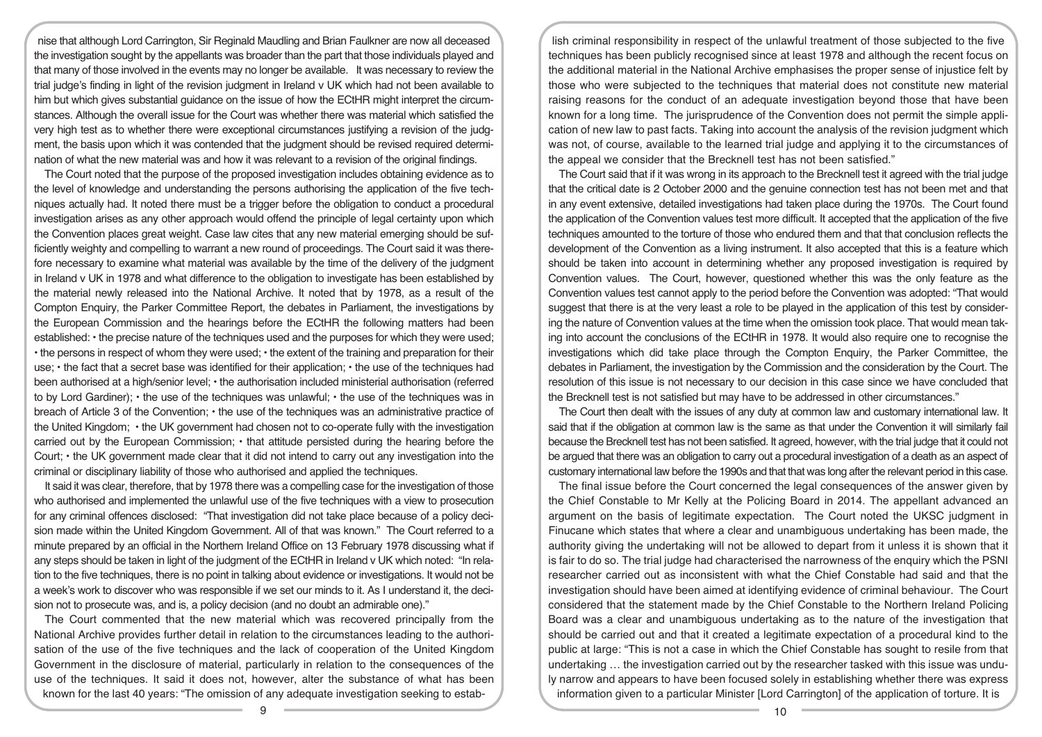nise that although Lord Carrington, Sir Reginald Maudling and Brian Faulkner are now all deceased the investigation sought by the appellants was broader than the part that those individuals played and that many of those involved in the events may no longer be available. It was necessary to review the trial judge's finding in light of the revision judgment in Ireland v UK which had not been available to him but which gives substantial guidance on the issue of how the ECtHR might interpret the circumstances. Although the overall issue for the Court was whether there was material which satisfied the very high test as to whether there were exceptional circumstances justifying a revision of the judgment, the basis upon which it was contended that the judgment should be revised required determination of what the new material was and how it was relevant to a revision of the original findings.

The Court noted that the purpose of the proposed investigation includes obtaining evidence as to the level of knowledge and understanding the persons authorising the application of the five techniques actually had. It noted there must be a trigger before the obligation to conduct a procedural investigation arises as any other approach would offend the principle of legal certainty upon which the Convention places great weight. Case law cites that any new material emerging should be sufficiently weighty and compelling to warrant a new round of proceedings. The Court said it was therefore necessary to examine what material was available by the time of the delivery of the judgment in Ireland v UK in 1978 and what difference to the obligation to investigate has been established by the material newly released into the National Archive. It noted that by 1978, as a result of the Compton Enquiry, the Parker Committee Report, the debates in Parliament, the investigations by the European Commission and the hearings before the ECtHR the following matters had been established:

- the precise nature of the techniques used and the purposes for which they were used;
- the persons in respect of whom they were used;
- the extent of the training and preparation for their use;
- the fact that a secret base was identified for their application;
- the use of the techniques had been authorised at a high/senior level;
- the authorisation included ministerial authorisation (referred to by Lord Gardiner);
- the use of the techniques was unlawful;
- the use of the techniques was in breach of Article 3 of the Convention;
- the use of the techniques was an administrative practice of the United Kingdom;
- the UK government had chosen not to co-operate fully with the investigation carried out by the European Commission;
- that attitude persisted during the hearing before the Court;
- the UK government made clear that it did not intend to carry out any investigation into the criminal or disciplinary liability of those who authorised and applied the techniques.

It said it was clear, therefore, that by 1978 there was a compelling case for the investigation of those who authorised and implemented the unlawful use of the five techniques with a view to prosecution for any criminal offences disclosed: "That investigation did not take place because of a policy decision made within the United Kingdom Government. All of that was known." The Court referred to a minute prepared by an official in the Northern Ireland Office on 13 February 1978 discussing what if any steps should be taken in light of the judgment of the ECtHR in Ireland v UK which noted: "In relation to the five techniques, there is no point in talking about evidence or investigations. It would not be a week's work to discover who was responsible if we set our minds to it. As I understand it, the decision not to prosecute was, and is, a policy decision (and no doubt an admirable one)."

The Court commented that the new material which was recovered principally from the National Archive provides further detail in relation to the circumstances leading to the authorisation of the use of the five techniques and the lack of cooperation of the United Kingdom Government in the disclosure of material, particularly in relation to the consequences of the use of the techniques. It said it does not, however, alter the substance of what has been known for the last 40 years: "The omission of any adequate investigation seeking to establish criminal responsibility in respect of the unlawful treatment of those subjected to the five techniques has been publicly recognised since at least 1978 and although the recent focus on the additional material in the National Archive emphasises the proper sense of injustice felt by those who were subjected to the techniques that material does not constitute new material raising reasons for the conduct of an adequate investigation beyond those that have been known for a long time. The jurisprudence of the Convention does not permit the simple application of new law to past facts. Taking into account the analysis of the revision judgment which was not, of course, available to the learned trial judge and applying it to the circumstances of the appeal we consider that the Brecknell test has not been satisfied."

The Court said that if it was wrong in its approach to the Brecknell test it agreed with the trial judge that the critical date is 2 October 2000 and the genuine connection test has not been met and that in any event extensive, detailed investigations had taken place during the 1970s. The Court found the application of the Convention values test more difficult. It accepted that the application of the five techniques amounted to the torture of those who endured them and that that conclusion reflects the development of the Convention as a living instrument. It also accepted that this is a feature which should be taken into account in determining whether any proposed investigation is required by Convention values. The Court, however, questioned whether this was the only feature as the Convention values test cannot apply to the period before the Convention was adopted: "That would suggest that there is at the very least a role to be played in the application of this test by considering the nature of Convention values at the time when the omission took place. That would mean taking into account the conclusions of the ECtHR in 1978. It would also require one to recognise the investigations which did take place through the Compton Enquiry, the Parker Committee, the debates in Parliament, the investigation by the Commission and the consideration by the Court. The resolution of this issue is not necessary to our decision in this case since we have concluded that the Brecknell test is not satisfied but may have to be addressed in other circumstances."

The Court then dealt with the issues of any duty at common law and customary international law. It said that if the obligation at common law is the same as that under the Convention it will similarly fail because the Brecknell test has not been satisfied. It agreed, however, with the trial judge that it could not be argued that there was an obligation to carry out a procedural investigation of a death as an aspect of customary international law before the 1990s and that that was long after the relevant period in this case.

The final issue before the Court concerned the legal consequences of the answer given by the Chief Constable to Mr Kelly at the Policing Board in 2014. The appellant advanced an argument on the basis of legitimate expectation. The Court noted the UKSC judgment in Finucane which states that where a clear and unambiguous undertaking has been made, the authority giving the undertaking will not be allowed to depart from it unless it is shown that it is fair to do so. The trial judge had characterised the narrowness of the enquiry which the PSNI researcher carried out as inconsistent with what the Chief Constable had said and that the investigation should have been aimed at identifying evidence of criminal behaviour. The Court considered that the statement made by the Chief Constable to the Northern Ireland Policing Board was a clear and unambiguous undertaking as to the nature of the investigation that should be carried out and that it created a legitimate expectation of a procedural kind to the public at large: "This is not a case in which the Chief Constable has sought to resile from that undertaking … the investigation carried out by the researcher tasked with this issue was unduly narrow and appears to have been focused solely in establishing whether there was express information given to a particular Minister [Lord Carrington] of the application of torture. It is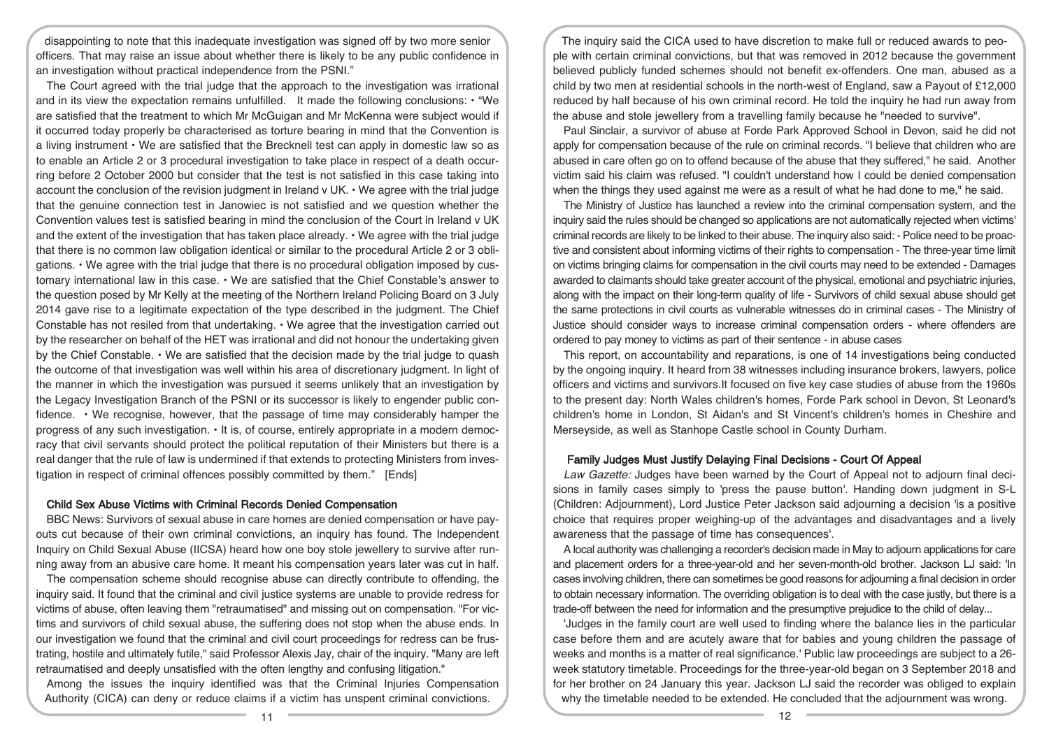disappointing to note that this inadequate investigation was signed off by two more senior officers. That may raise an issue about whether there is likely to be any public confidence in an investigation without practical independence from the PSNI."

The Court agreed with the trial judge that the approach to the investigation was irrational and in its view the expectation remains unfulfilled. It made the following conclusions: • "We are satisfied that the treatment to which Mr McGuigan and Mr McKenna were subject would if it occurred today properly be characterised as torture bearing in mind that the Convention is a living instrument • We are satisfied that the Brecknell test can apply in domestic law so as to enable an Article 2 or 3 procedural investigation to take place in respect of a death occurring before 2 October 2000 but consider that the test is not satisfied in this case taking into account the conclusion of the revision judgment in Ireland v UK. • We agree with the trial judge that the genuine connection test in Janowiec is not satisfied and we question whether the Convention values test is satisfied bearing in mind the conclusion of the Court in Ireland v UK and the extent of the investigation that has taken place already. • We agree with the trial judge that there is no common law obligation identical or similar to the procedural Article 2 or 3 obligations. • We agree with the trial judge that there is no procedural obligation imposed by customary international law in this case. • We are satisfied that the Chief Constable's answer to the question posed by Mr Kelly at the meeting of the Northern Ireland Policing Board on 3 July 2014 gave rise to a legitimate expectation of the type described in the judgment. The Chief Constable has not resiled from that undertaking. • We agree that the investigation carried out by the researcher on behalf of the HET was irrational and did not honour the undertaking given by the Chief Constable. • We are satisfied that the decision made by the trial judge to quash the outcome of that investigation was well within his area of discretionary judgment. In light of the manner in which the investigation was pursued it seems unlikely that an investigation by the Legacy Investigation Branch of the PSNI or its successor is likely to engender public confidence. • We recognise, however, that the passage of time may considerably hamper the progress of any such investigation. • It is, of course, entirely appropriate in a modern democracy that civil servants should protect the political reputation of their Ministers but there is a real danger that the rule of law is undermined if that extends to protecting Ministers from investigation in respect of criminal offences possibly committed by them." [Ends]

### Child Sex Abuse Victims with Criminal Records Denied Compensation

BBC News: Survivors of sexual abuse in care homes are denied compensation or have payouts cut because of their own criminal convictions, an inquiry has found. The Independent Inquiry on Child Sexual Abuse (IICSA) heard how one boy stole jewellery to survive after running away from an abusive care home. It meant his compensation years later was cut in half.

The compensation scheme should recognise abuse can directly contribute to offending, the inquiry said. It found that the criminal and civil justice systems are unable to provide redress for victims of abuse, often leaving them "retraumatised" and missing out on compensation. "For victims and survivors of child sexual abuse, the suffering does not stop when the abuse ends. In our investigation we found that the criminal and civil court proceedings for redress can be frustrating, hostile and ultimately futile," said Professor Alexis Jay, chair of the inquiry. "Many are left retraumatised and deeply unsatisfied with the often lengthy and confusing litigation."

Among the issues the inquiry identified was that the Criminal Injuries Compensation Authority (CICA) can deny or reduce claims if a victim has unspent criminal convictions.

The inquiry said the CICA used to have discretion to make full or reduced awards to people with certain criminal convictions, but that was removed in 2012 because the government believed publicly funded schemes should not benefit ex-offenders. One man, abused as a child by two men at residential schools in the north-west of England, saw a Payout of £12,000 reduced by half because of his own criminal record. He told the inquiry he had run away from the abuse and stole jewellery from a travelling family because he "needed to survive".

Paul Sinclair, a survivor of abuse at Forde Park Approved School in Devon, said he did not apply for compensation because of the rule on criminal records. "I believe that children who are abused in care often go on to offend because of the abuse that they suffered," he said. Another victim said his claim was refused. "I couldn't understand how I could be denied compensation when the things they used against me were as a result of what he had done to me," he said.

The Ministry of Justice has launched a review into the criminal compensation system, and the inquiry said the rules should be changed so applications are not automatically rejected when victims' criminal records are likely to be linked to their abuse. The inquiry also said: - Police need to be proactive and consistent about informing victims of their rights to compensation - The three-year time limit on victims bringing claims for compensation in the civil courts may need to be extended - Damages awarded to claimants should take greater account of the physical, emotional and psychiatric injuries, along with the impact on their long-term quality of life - Survivors of child sexual abuse should get the same protections in civil courts as vulnerable witnesses do in criminal cases - The Ministry of Justice should consider ways to increase criminal compensation orders - where offenders are ordered to pay money to victims as part of their sentence - in abuse cases

This report, on accountability and reparations, is one of 14 investigations being conducted by the ongoing inquiry. It heard from 38 witnesses including insurance brokers, lawyers, police officers and victims and survivors.It focused on five key case studies of abuse from the 1960s to the present day: North Wales children's homes, Forde Park school in Devon, St Leonard's children's home in London, St Aidan's and St Vincent's children's homes in Cheshire and Merseyside, as well as Stanhope Castle school in County Durham.

### Family Judges Must Justify Delaying Final Decisions - Court Of Appeal

*Law Gazette:* Judges have been warned by the Court of Appeal not to adjourn final decisions in family cases simply to 'press the pause button'. Handing down judgment in S-L (Children: Adjournment), Lord Justice Peter Jackson said adjourning a decision 'is a positive choice that requires proper weighing-up of the advantages and disadvantages and a lively awareness that the passage of time has consequences'.

A local authority was challenging a recorder's decision made in May to adjourn applications for care and placement orders for a three-year-old and her seven-month-old brother. Jackson LJ said: 'In cases involving children, there can sometimes be good reasons for adjourning a final decision in order to obtain necessary information. The overriding obligation is to deal with the case justly, but there is a trade-off between the need for information and the presumptive prejudice to the child of delay...

'Judges in the family court are well used to finding where the balance lies in the particular case before them and are acutely aware that for babies and young children the passage of weeks and months is a matter of real significance.' Public law proceedings are subject to a 26-week statutory timetable. Proceedings for the three-year-old began on 3 September 2018 and for her brother on 24 January this year. Jackson LJ said the recorder was obliged to explain why the timetable needed to be extended. He concluded that the adjournment was wrong.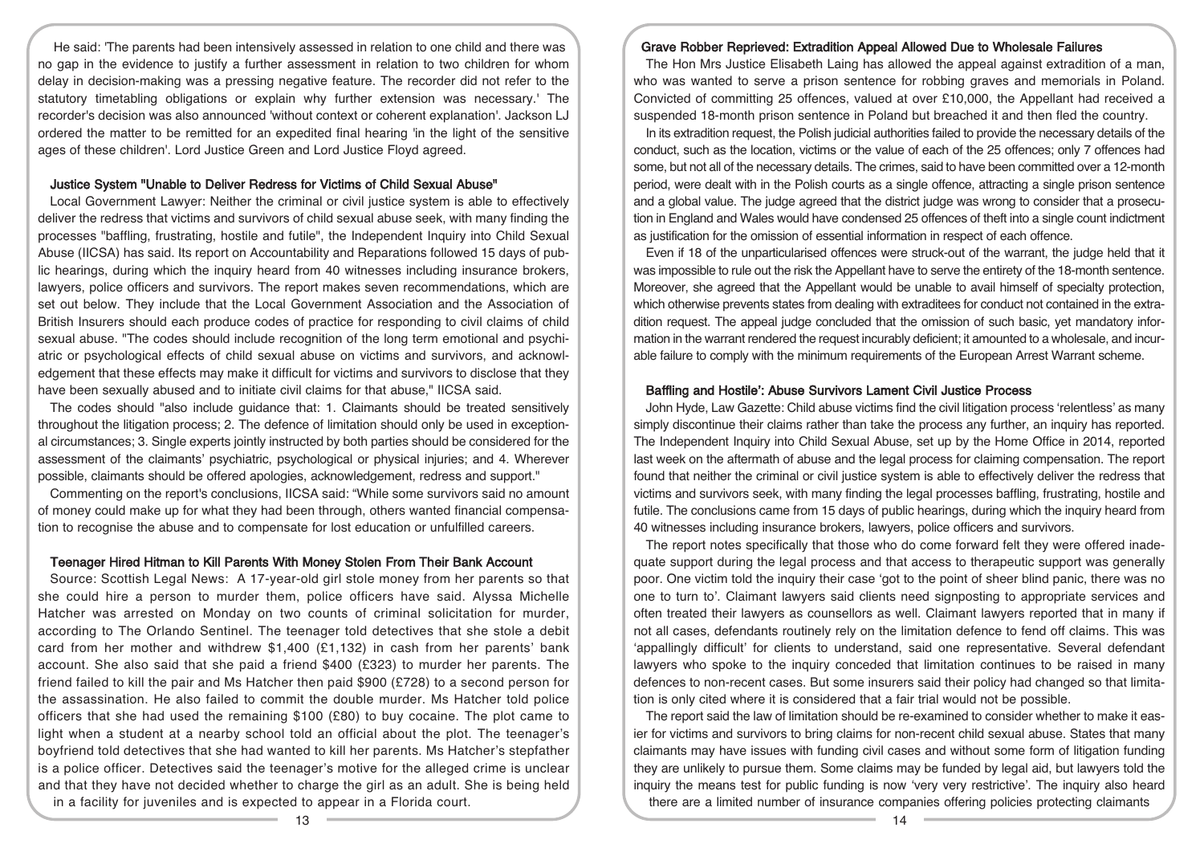He said: 'The parents had been intensively assessed in relation to one child and there was no gap in the evidence to justify a further assessment in relation to two children for whom delay in decision-making was a pressing negative feature. The recorder did not refer to the statutory timetabling obligations or explain why further extension was necessary.' The recorder's decision was also announced 'without context or coherent explanation'. Jackson LJ ordered the matter to be remitted for an expedited final hearing 'in the light of the sensitive ages of these children'. Lord Justice Green and Lord Justice Floyd agreed.

### Justice System "Unable to Deliver Redress for Victims of Child Sexual Abuse"

Local Government Lawyer: Neither the criminal or civil justice system is able to effectively deliver the redress that victims and survivors of child sexual abuse seek, with many finding the processes "baffling, frustrating, hostile and futile", the Independent Inquiry into Child Sexual Abuse (IICSA) has said. Its report on Accountability and Reparations followed 15 days of public hearings, during which the inquiry heard from 40 witnesses including insurance brokers, lawyers, police officers and survivors. The report makes seven recommendations, which are set out below. They include that the Local Government Association and the Association of British Insurers should each produce codes of practice for responding to civil claims of child sexual abuse. "The codes should include recognition of the long term emotional and psychiatric or psychological effects of child sexual abuse on victims and survivors, and acknowledgement that these effects may make it difficult for victims and survivors to disclose that they have been sexually abused and to initiate civil claims for that abuse," IICSA said.

The codes should "also include guidance that: 1. Claimants should be treated sensitively throughout the litigation process; 2. The defence of limitation should only be used in exceptional circumstances; 3. Single experts jointly instructed by both parties should be considered for the assessment of the claimants' psychiatric, psychological or physical injuries; and 4. Wherever possible, claimants should be offered apologies, acknowledgement, redress and support."

Commenting on the report's conclusions, IICSA said: "While some survivors said no amount of money could make up for what they had been through, others wanted financial compensation to recognise the abuse and to compensate for lost education or unfulfilled careers.

### Teenager Hired Hitman to Kill Parents With Money Stolen From Their Bank Account

Source: Scottish Legal News: A 17-year-old girl stole money from her parents so that she could hire a person to murder them, police officers have said. Alyssa Michelle Hatcher was arrested on Monday on two counts of criminal solicitation for murder, according to The Orlando Sentinel. The teenager told detectives that she stole a debit card from her mother and withdrew $1,400 (£1,132) in cash from her parents' bank account. She also said that she paid a friend $400 (£323) to murder her parents. The friend failed to kill the pair and Ms Hatcher then paid $900 (£728) to a second person for the assassination. He also failed to commit the double murder. Ms Hatcher told police officers that she had used the remaining $100 (£80) to buy cocaine. The plot came to light when a student at a nearby school told an official about the plot. The teenager's boyfriend told detectives that she had wanted to kill her parents. Ms Hatcher's stepfather is a police officer. Detectives said the teenager's motive for the alleged crime is unclear and that they have not decided whether to charge the girl as an adult. She is being held in a facility for juveniles and is expected to appear in a Florida court.

### Grave Robber Reprieved: Extradition Appeal Allowed Due to Wholesale Failures

The Hon Mrs Justice Elisabeth Laing has allowed the appeal against extradition of a man, who was wanted to serve a prison sentence for robbing graves and memorials in Poland. Convicted of committing 25 offences, valued at over £10,000, the Appellant had received a suspended 18-month prison sentence in Poland but breached it and then fled the country.

In its extradition request, the Polish judicial authorities failed to provide the necessary details of the conduct, such as the location, victims or the value of each of the 25 offences; only 7 offences had some, but not all of the necessary details. The crimes, said to have been committed over a 12-month period, were dealt with in the Polish courts as a single offence, attracting a single prison sentence and a global value. The judge agreed that the district judge was wrong to consider that a prosecution in England and Wales would have condensed 25 offences of theft into a single count indictment as justification for the omission of essential information in respect of each offence.

Even if 18 of the unparticularised offences were struck-out of the warrant, the judge held that it was impossible to rule out the risk the Appellant have to serve the entirety of the 18-month sentence. Moreover, she agreed that the Appellant would be unable to avail himself of specialty protection, which otherwise prevents states from dealing with extraditees for conduct not contained in the extradition request. The appeal judge concluded that the omission of such basic, yet mandatory information in the warrant rendered the request incurably deficient; it amounted to a wholesale, and incurable failure to comply with the minimum requirements of the European Arrest Warrant scheme.

### Baffling and Hostile': Abuse Survivors Lament Civil Justice Process

John Hyde, Law Gazette: Child abuse victims find the civil litigation process 'relentless' as many simply discontinue their claims rather than take the process any further, an inquiry has reported. The Independent Inquiry into Child Sexual Abuse, set up by the Home Office in 2014, reported last week on the aftermath of abuse and the legal process for claiming compensation. The report found that neither the criminal or civil justice system is able to effectively deliver the redress that victims and survivors seek, with many finding the legal processes baffling, frustrating, hostile and futile. The conclusions came from 15 days of public hearings, during which the inquiry heard from 40 witnesses including insurance brokers, lawyers, police officers and survivors.

The report notes specifically that those who do come forward felt they were offered inadequate support during the legal process and that access to therapeutic support was generally poor. One victim told the inquiry their case 'got to the point of sheer blind panic, there was no one to turn to'. Claimant lawyers said clients need signposting to appropriate services and often treated their lawyers as counsellors as well. Claimant lawyers reported that in many if not all cases, defendants routinely rely on the limitation defence to fend off claims. This was 'appallingly difficult' for clients to understand, said one representative. Several defendant lawyers who spoke to the inquiry conceded that limitation continues to be raised in many defences to non-recent cases. But some insurers said their policy had changed so that limitation is only cited where it is considered that a fair trial would not be possible.

The report said the law of limitation should be re-examined to consider whether to make it easier for victims and survivors to bring claims for non-recent child sexual abuse. States that many claimants may have issues with funding civil cases and without some form of litigation funding they are unlikely to pursue them. Some claims may be funded by legal aid, but lawyers told the inquiry the means test for public funding is now 'very very restrictive'. The inquiry also heard there are a limited number of insurance companies offering policies protecting claimants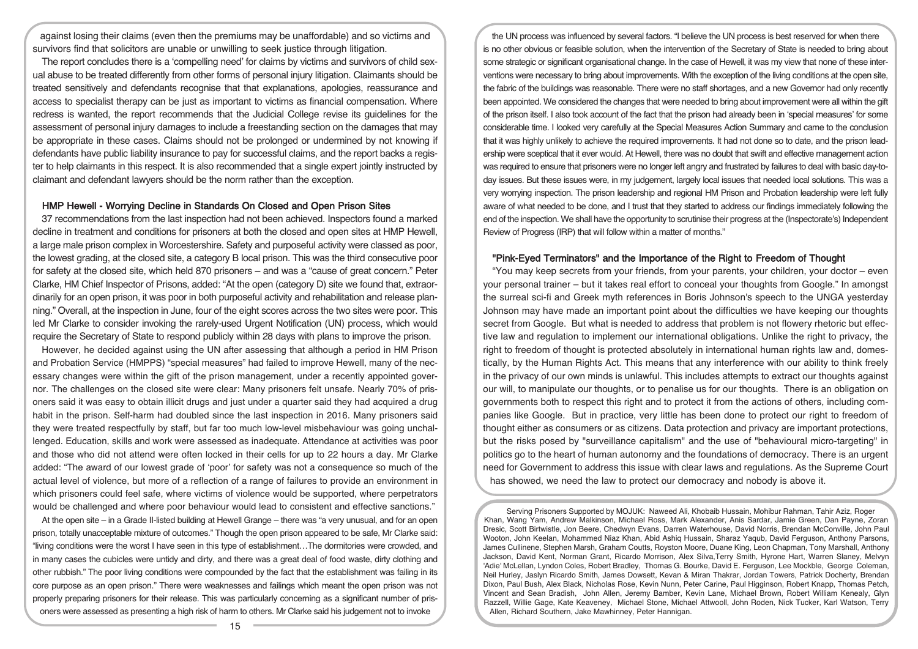against losing their claims (even then the premiums may be unaffordable) and so victims and survivors find that solicitors are unable or unwilling to seek justice through litigation.

The report concludes there is a 'compelling need' for claims by victims and survivors of child sexual abuse to be treated differently from other forms of personal injury litigation. Claimants should be treated sensitively and defendants recognise that that explanations, apologies, reassurance and access to specialist therapy can be just as important to victims as financial compensation. Where redress is wanted, the report recommends that the Judicial College revise its guidelines for the assessment of personal injury damages to include a freestanding section on the damages that may be appropriate in these cases. Claims should not be prolonged or undermined by not knowing if defendants have public liability insurance to pay for successful claims, and the report backs a register to help claimants in this respect. It is also recommended that a single expert jointly instructed by claimant and defendant lawyers should be the norm rather than the exception.

## HMP Hewell - Worrying Decline in Standards On Closed and Open Prison Sites

37 recommendations from the last inspection had not been achieved. Inspectors found a marked decline in treatment and conditions for prisoners at both the closed and open sites at HMP Hewell, a large male prison complex in Worcestershire. Safety and purposeful activity were classed as poor, the lowest grading, at the closed site, a category B local prison. This was the third consecutive poor for safety at the closed site, which held 870 prisoners – and was a "cause of great concern." Peter Clarke, HM Chief Inspector of Prisons, added: "At the open (category D) site we found that, extraordinarily for an open prison, it was poor in both purposeful activity and rehabilitation and release planning." Overall, at the inspection in June, four of the eight scores across the two sites were poor. This led Mr Clarke to consider invoking the rarely-used Urgent Notification (UN) process, which would require the Secretary of State to respond publicly within 28 days with plans to improve the prison.

However, he decided against using the UN after assessing that although a period in HM Prison and Probation Service (HMPPS) "special measures" had failed to improve Hewell, many of the necessary changes were within the gift of the prison management, under a recently appointed governor. The challenges on the closed site were clear: Many prisoners felt unsafe. Nearly 70% of prisoners said it was easy to obtain illicit drugs and just under a quarter said they had acquired a drug habit in the prison. Self-harm had doubled since the last inspection in 2016. Many prisoners said they were treated respectfully by staff, but far too much low-level misbehaviour was going unchallenged. Education, skills and work were assessed as inadequate. Attendance at activities was poor and those who did not attend were often locked in their cells for up to 22 hours a day. Mr Clarke added: "The award of our lowest grade of 'poor' for safety was not a consequence so much of the actual level of violence, but more of a reflection of a range of failures to provide an environment in which prisoners could feel safe, where victims of violence would be supported, where perpetrators would be challenged and where poor behaviour would lead to consistent and effective sanctions."

At the open site – in a Grade II-listed building at Hewell Grange – there was "a very unusual, and for an open prison, totally unacceptable mixture of outcomes." Though the open prison appeared to be safe, Mr Clarke said: "living conditions were the worst I have seen in this type of establishment…The dormitories were crowded, and in many cases the cubicles were untidy and dirty, and there was a great deal of food waste, dirty clothing and other rubbish." The poor living conditions were compounded by the fact that the establishment was failing in its core purpose as an open prison." There were weaknesses and failings which meant the open prison was not properly preparing prisoners for their release. This was particularly concerning as a significant number of prisoners were assessed as presenting a high risk of harm to others. Mr Clarke said his judgement not to invoke the UN process was influenced by several factors. "I believe the UN process is best reserved for when there is no other obvious or feasible solution, when the intervention of the Secretary of State is needed to bring about some strategic or significant organisational change. In the case of Hewell, it was my view that none of these interventions were necessary to bring about improvements. With the exception of the living conditions at the open site, the fabric of the buildings was reasonable. There were no staff shortages, and a new Governor had only recently been appointed. We considered the changes that were needed to bring about improvement were all within the gift of the prison itself. I also took account of the fact that the prison had already been in 'special measures' for some considerable time. I looked very carefully at the Special Measures Action Summary and came to the conclusion that it was highly unlikely to achieve the required improvements. It had not done so to date, and the prison leadership were sceptical that it ever would. At Hewell, there was no doubt that swift and effective management action was required to ensure that prisoners were no longer left angry and frustrated by failures to deal with basic day-to-day issues. But these issues were, in my judgement, largely local issues that needed local solutions. This was a very worrying inspection. The prison leadership and regional HM Prison and Probation leadership were left fully aware of what needed to be done, and I trust that they started to address our findings immediately following the end of the inspection. We shall have the opportunity to scrutinise their progress at the (Inspectorate's) Independent Review of Progress (IRP) that will follow within a matter of months."

## "Pink-Eyed Terminators" and the Importance of the Right to Freedom of Thought

"You may keep secrets from your friends, from your parents, your children, your doctor – even your personal trainer – but it takes real effort to conceal your thoughts from Google." In amongst the surreal sci-fi and Greek myth references in Boris Johnson's speech to the UNGA yesterday Johnson may have made an important point about the difficulties we have keeping our thoughts secret from Google. But what is needed to address that problem is not flowery rhetoric but effective law and regulation to implement our international obligations. Unlike the right to privacy, the right to freedom of thought is protected absolutely in international human rights law and, domestically, by the Human Rights Act. This means that any interference with our ability to think freely in the privacy of our own minds is unlawful. This includes attempts to extract our thoughts against our will, to manipulate our thoughts, or to penalise us for our thoughts. There is an obligation on governments both to respect this right and to protect it from the actions of others, including companies like Google. But in practice, very little has been done to protect our right to freedom of thought either as consumers or as citizens. Data protection and privacy are important protections, but the risks posed by "surveillance capitalism" and the use of "behavioural micro-targeting" in politics go to the heart of human autonomy and the foundations of democracy. There is an urgent need for Government to address this issue with clear laws and regulations. As the Supreme Court has showed, we need the law to protect our democracy and nobody is above it.

Serving Prisoners Supported by MOJUK: Naweed Ali, Khobaib Hussain, Mohibur Rahman, Tahir Aziz, Roger Khan, Wang Yam, Andrew Malkinson, Michael Ross, Mark Alexander, Anis Sardar, Jamie Green, Dan Payne, Zoran Dresic, Scott Birtwistle, Jon Beere, Chedwyn Evans, Darren Waterhouse, David Norris, Brendan McConville, John Paul Wooton, John Keelan, Mohammed Niaz Khan, Abid Ashiq Hussain, Sharaz Yaqub, David Ferguson, Anthony Parsons, James Cullinene, Stephen Marsh, Graham Coutts, Royston Moore, Duane King, Leon Chapman, Tony Marshall, Anthony Jackson, David Kent, Norman Grant, Ricardo Morrison, Alex Silva,Terry Smith, Hyrone Hart, Warren Slaney, Melvyn 'Adie' McLellan, Lyndon Coles, Robert Bradley, Thomas G. Bourke, David E. Ferguson, Lee Mockble, George Coleman, Neil Hurley, Jaslyn Ricardo Smith, James Dowsett, Kevan & Miran Thakrar, Jordan Towers, Patrick Docherty, Brendan Dixon, Paul Bush, Alex Black, Nicholas Rose, Kevin Nunn, Peter Carine, Paul Higginson, Robert Knapp, Thomas Petch, Vincent and Sean Bradish, John Allen, Jeremy Bamber, Kevin Lane, Michael Brown, Robert William Kenealy, Glyn Razzell, Willie Gage, Kate Keaveney, Michael Stone, Michael Attwooll, John Roden, Nick Tucker, Karl Watson, Terry Allen, Richard Southern, Jake Mawhinney, Peter Hannigan.